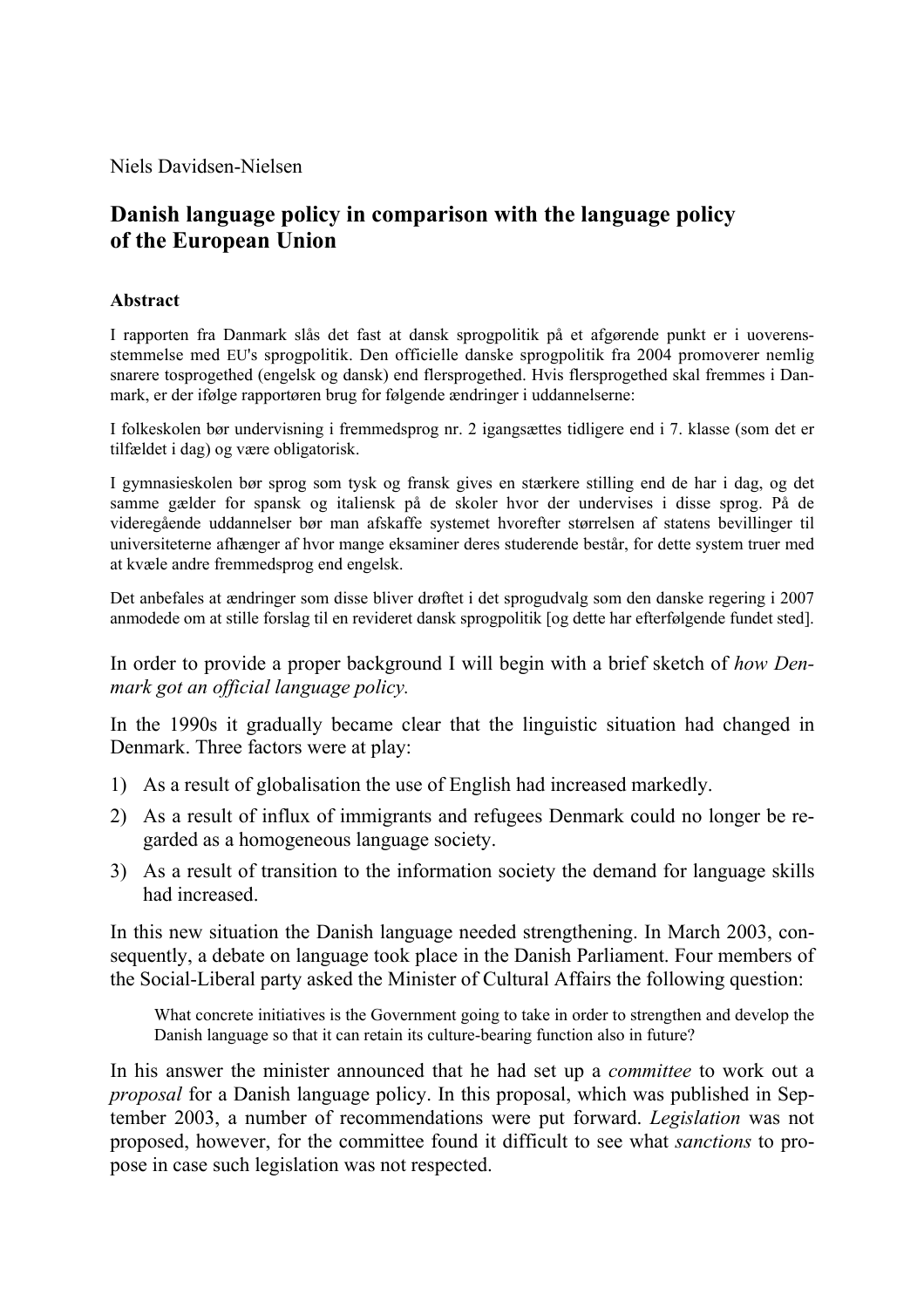Niels Davidsen-Nielsen

# Danish language policy in comparison with the language policy of the European Union

### Abstract

I rapporten fra Danmark slås det fast at dansk sprogpolitik på et afgørende punkt er i uoverensstemmelse med EU's sprogpolitik. Den officielle danske sprogpolitik fra 2004 promoverer nemlig snarere tosprogethed (engelsk og dansk) end flersprogethed. Hvis flersprogethed skal fremmes i Danmark, er der ifølge rapportøren brug for følgende ændringer i uddannelserne:

I folkeskolen bør undervisning i fremmedsprog nr. 2 igangsættes tidligere end i 7. klasse (som det er tilfældet i dag) og være obligatorisk.

I gymnasieskolen bør sprog som tysk og fransk gives en stærkere stilling end de har i dag, og det samme gælder for spansk og italiensk på de skoler hvor der undervises i disse sprog. På de videregående uddannelser bør man afskaffe systemet hvorefter størrelsen af statens bevillinger til universiteterne afhænger af hvor mange eksaminer deres studerende består, for dette system truer med at kvæle andre fremmedsprog end engelsk.

Det anbefales at ændringer som disse bliver drøftet i det sprogudvalg som den danske regering i 2007 anmodede om at stille forslag til en revideret dansk sprogpolitik [og dette har efterfølgende fundet sted].

In order to provide a proper background I will begin with a brief sketch of *how Denmark got an official language policy.*

In the 1990s it gradually became clear that the linguistic situation had changed in Denmark. Three factors were at play:

1) As a result of globalisation the use of English had increased markedly.
2) As a result of influx of immigrants and refugees Denmark could no longer be regarded as a homogeneous language society.
3) As a result of transition to the information society the demand for language skills had increased.

In this new situation the Danish language needed strengthening. In March 2003, consequently, a debate on language took place in the Danish Parliament. Four members of the Social-Liberal party asked the Minister of Cultural Affairs the following question:

> What concrete initiatives is the Government going to take in order to strengthen and develop the Danish language so that it can retain its culture-bearing function also in future?

In his answer the minister announced that he had set up a *committee* to work out a *proposal* for a Danish language policy. In this proposal, which was published in September 2003, a number of recommendations were put forward. *Legislation* was not proposed, however, for the committee found it difficult to see what *sanctions* to propose in case such legislation was not respected.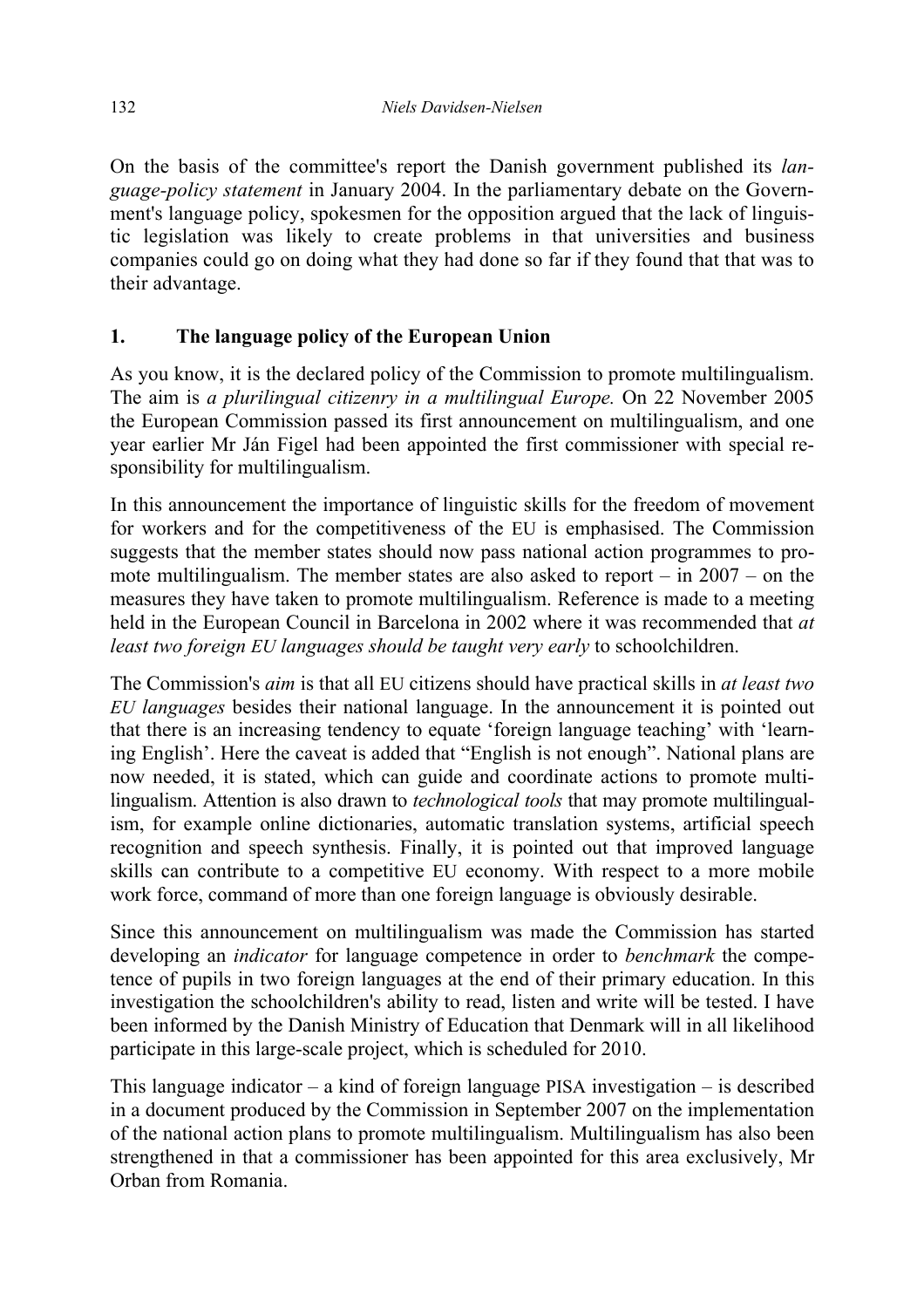On the basis of the committee's report the Danish government published its *language-policy statement* in January 2004. In the parliamentary debate on the Government's language policy, spokesmen for the opposition argued that the lack of linguistic legislation was likely to create problems in that universities and business companies could go on doing what they had done so far if they found that that was to their advantage.

## 1. The language policy of the European Union

As you know, it is the declared policy of the Commission to promote multilingualism. The aim is *a plurilingual citizenry in a multilingual Europe.* On 22 November 2005 the European Commission passed its first announcement on multilingualism, and one year earlier Mr Ján Figel had been appointed the first commissioner with special responsibility for multilingualism.

In this announcement the importance of linguistic skills for the freedom of movement for workers and for the competitiveness of the EU is emphasised. The Commission suggests that the member states should now pass national action programmes to promote multilingualism. The member states are also asked to report – in 2007 – on the measures they have taken to promote multilingualism. Reference is made to a meeting held in the European Council in Barcelona in 2002 where it was recommended that *at least two foreign EU languages should be taught very early* to schoolchildren.

The Commission's *aim* is that all EU citizens should have practical skills in *at least two EU languages* besides their national language. In the announcement it is pointed out that there is an increasing tendency to equate 'foreign language teaching' with 'learning English'. Here the caveat is added that "English is not enough". National plans are now needed, it is stated, which can guide and coordinate actions to promote multilingualism. Attention is also drawn to *technological tools* that may promote multilingualism, for example online dictionaries, automatic translation systems, artificial speech recognition and speech synthesis. Finally, it is pointed out that improved language skills can contribute to a competitive EU economy. With respect to a more mobile work force, command of more than one foreign language is obviously desirable.

Since this announcement on multilingualism was made the Commission has started developing an *indicator* for language competence in order to *benchmark* the competence of pupils in two foreign languages at the end of their primary education. In this investigation the schoolchildren's ability to read, listen and write will be tested. I have been informed by the Danish Ministry of Education that Denmark will in all likelihood participate in this large-scale project, which is scheduled for 2010.

This language indicator – a kind of foreign language PISA investigation – is described in a document produced by the Commission in September 2007 on the implementation of the national action plans to promote multilingualism. Multilingualism has also been strengthened in that a commissioner has been appointed for this area exclusively, Mr Orban from Romania.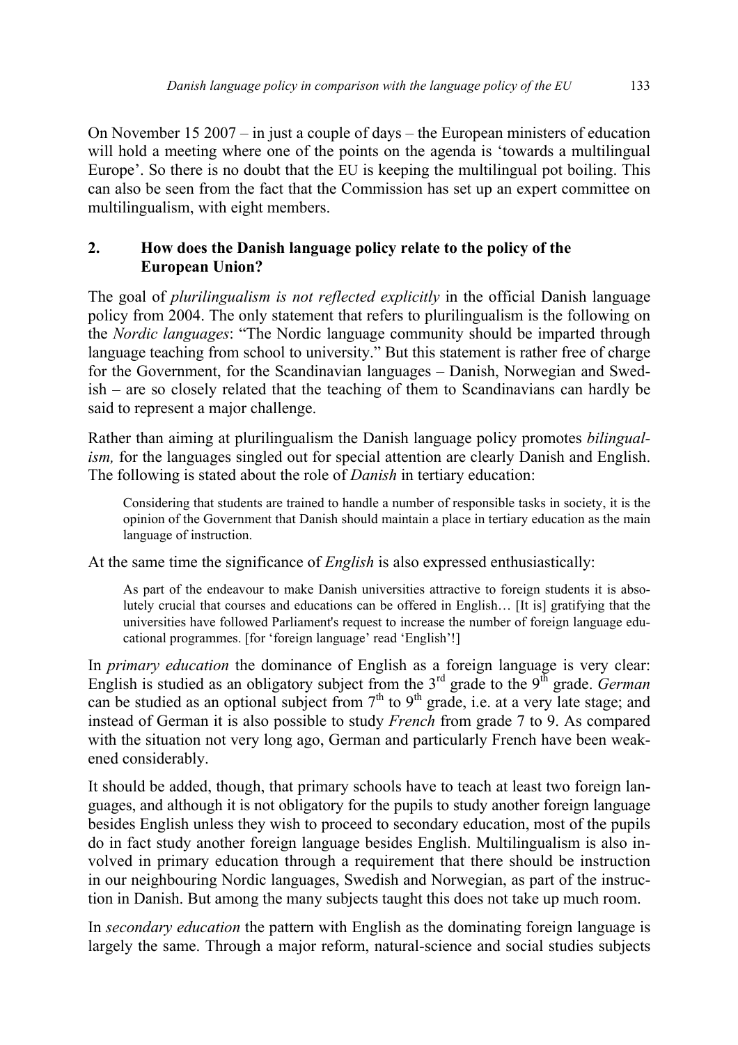On November 15 2007 – in just a couple of days – the European ministers of education will hold a meeting where one of the points on the agenda is 'towards a multilingual Europe'. So there is no doubt that the EU is keeping the multilingual pot boiling. This can also be seen from the fact that the Commission has set up an expert committee on multilingualism, with eight members.

## 2. How does the Danish language policy relate to the policy of the European Union?

The goal of *plurilingualism is not reflected explicitly* in the official Danish language policy from 2004. The only statement that refers to plurilingualism is the following on the *Nordic languages*: "The Nordic language community should be imparted through language teaching from school to university." But this statement is rather free of charge for the Government, for the Scandinavian languages – Danish, Norwegian and Swedish – are so closely related that the teaching of them to Scandinavians can hardly be said to represent a major challenge.

Rather than aiming at plurilingualism the Danish language policy promotes *bilingualism,* for the languages singled out for special attention are clearly Danish and English. The following is stated about the role of *Danish* in tertiary education:

> Considering that students are trained to handle a number of responsible tasks in society, it is the opinion of the Government that Danish should maintain a place in tertiary education as the main language of instruction.

At the same time the significance of *English* is also expressed enthusiastically:

> As part of the endeavour to make Danish universities attractive to foreign students it is absolutely crucial that courses and educations can be offered in English… [It is] gratifying that the universities have followed Parliament's request to increase the number of foreign language educational programmes. [for 'foreign language' read 'English'!]

In *primary education* the dominance of English as a foreign language is very clear: English is studied as an obligatory subject from the 3rd grade to the 9th grade. *German* can be studied as an optional subject from 7th to 9th grade, i.e. at a very late stage; and instead of German it is also possible to study *French* from grade 7 to 9. As compared with the situation not very long ago, German and particularly French have been weakened considerably.

It should be added, though, that primary schools have to teach at least two foreign languages, and although it is not obligatory for the pupils to study another foreign language besides English unless they wish to proceed to secondary education, most of the pupils do in fact study another foreign language besides English. Multilingualism is also involved in primary education through a requirement that there should be instruction in our neighbouring Nordic languages, Swedish and Norwegian, as part of the instruction in Danish. But among the many subjects taught this does not take up much room.

In *secondary education* the pattern with English as the dominating foreign language is largely the same. Through a major reform, natural-science and social studies subjects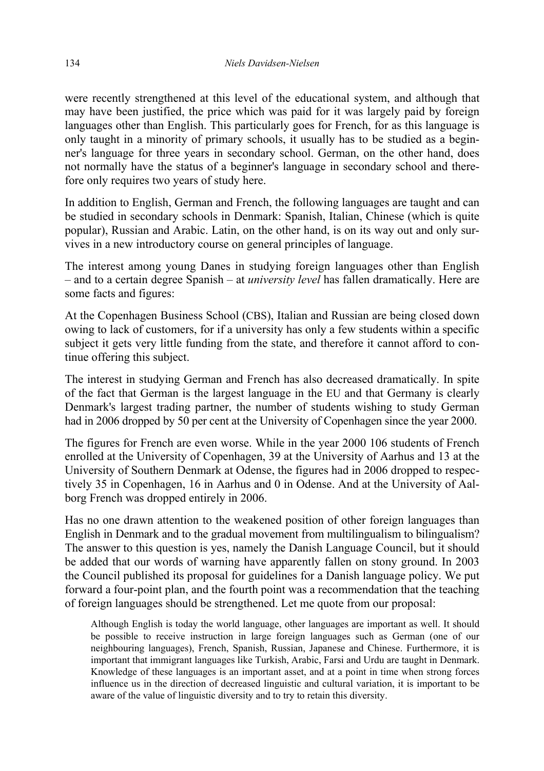were recently strengthened at this level of the educational system, and although that may have been justified, the price which was paid for it was largely paid by foreign languages other than English. This particularly goes for French, for as this language is only taught in a minority of primary schools, it usually has to be studied as a beginner's language for three years in secondary school. German, on the other hand, does not normally have the status of a beginner's language in secondary school and therefore only requires two years of study here.

In addition to English, German and French, the following languages are taught and can be studied in secondary schools in Denmark: Spanish, Italian, Chinese (which is quite popular), Russian and Arabic. Latin, on the other hand, is on its way out and only survives in a new introductory course on general principles of language.

The interest among young Danes in studying foreign languages other than English – and to a certain degree Spanish – at *university level* has fallen dramatically. Here are some facts and figures:

At the Copenhagen Business School (CBS), Italian and Russian are being closed down owing to lack of customers, for if a university has only a few students within a specific subject it gets very little funding from the state, and therefore it cannot afford to continue offering this subject.

The interest in studying German and French has also decreased dramatically. In spite of the fact that German is the largest language in the EU and that Germany is clearly Denmark's largest trading partner, the number of students wishing to study German had in 2006 dropped by 50 per cent at the University of Copenhagen since the year 2000.

The figures for French are even worse. While in the year 2000 106 students of French enrolled at the University of Copenhagen, 39 at the University of Aarhus and 13 at the University of Southern Denmark at Odense, the figures had in 2006 dropped to respectively 35 in Copenhagen, 16 in Aarhus and 0 in Odense. And at the University of Aalborg French was dropped entirely in 2006.

Has no one drawn attention to the weakened position of other foreign languages than English in Denmark and to the gradual movement from multilingualism to bilingualism? The answer to this question is yes, namely the Danish Language Council, but it should be added that our words of warning have apparently fallen on stony ground. In 2003 the Council published its proposal for guidelines for a Danish language policy. We put forward a four-point plan, and the fourth point was a recommendation that the teaching of foreign languages should be strengthened. Let me quote from our proposal:

> Although English is today the world language, other languages are important as well. It should be possible to receive instruction in large foreign languages such as German (one of our neighbouring languages), French, Spanish, Russian, Japanese and Chinese. Furthermore, it is important that immigrant languages like Turkish, Arabic, Farsi and Urdu are taught in Denmark. Knowledge of these languages is an important asset, and at a point in time when strong forces influence us in the direction of decreased linguistic and cultural variation, it is important to be aware of the value of linguistic diversity and to try to retain this diversity.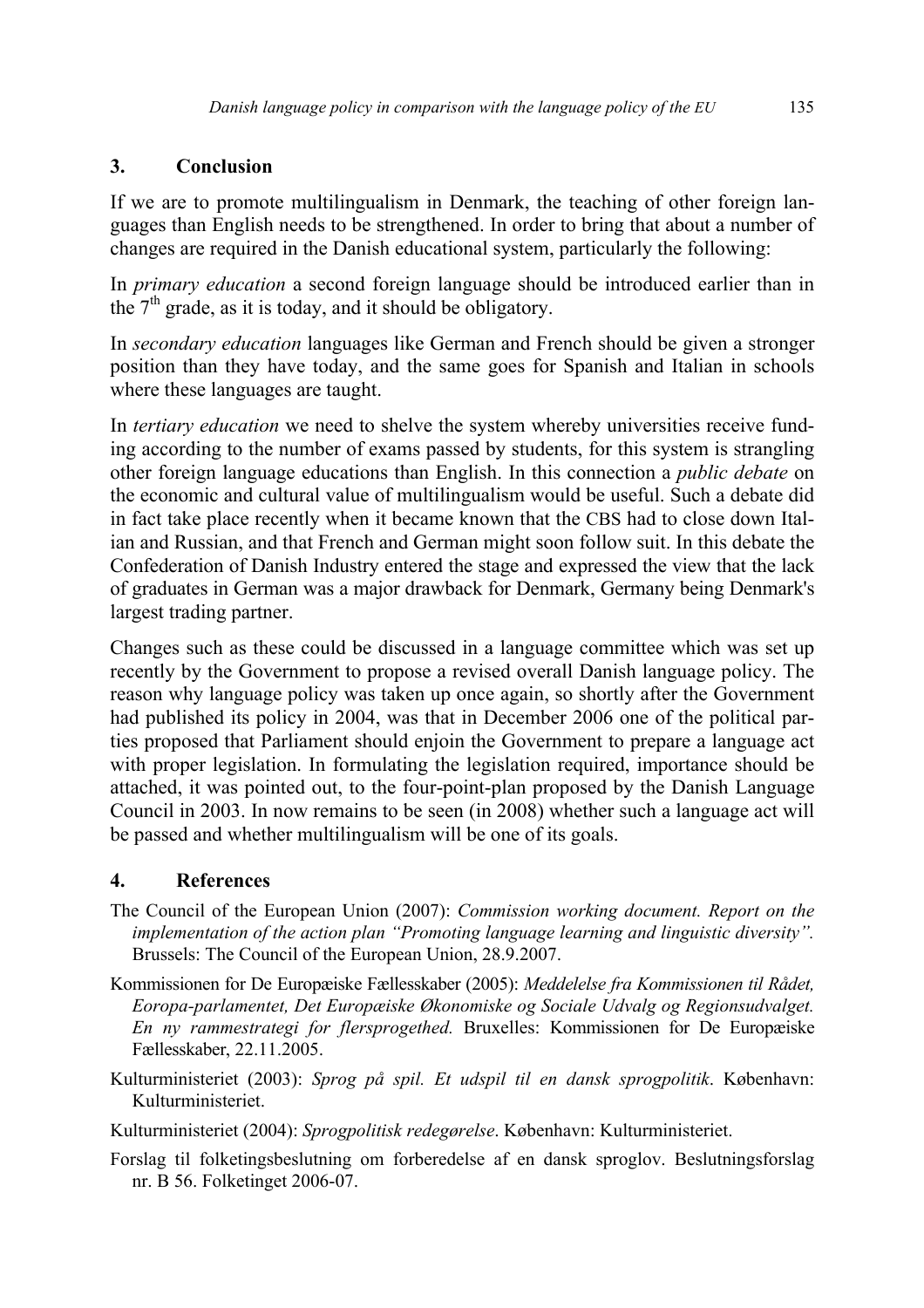## 3. Conclusion

If we are to promote multilingualism in Denmark, the teaching of other foreign languages than English needs to be strengthened. In order to bring that about a number of changes are required in the Danish educational system, particularly the following:

In *primary education* a second foreign language should be introduced earlier than in the 7th grade, as it is today, and it should be obligatory.

In *secondary education* languages like German and French should be given a stronger position than they have today, and the same goes for Spanish and Italian in schools where these languages are taught.

In *tertiary education* we need to shelve the system whereby universities receive funding according to the number of exams passed by students, for this system is strangling other foreign language educations than English. In this connection a *public debate* on the economic and cultural value of multilingualism would be useful. Such a debate did in fact take place recently when it became known that the CBS had to close down Italian and Russian, and that French and German might soon follow suit. In this debate the Confederation of Danish Industry entered the stage and expressed the view that the lack of graduates in German was a major drawback for Denmark, Germany being Denmark's largest trading partner.

Changes such as these could be discussed in a language committee which was set up recently by the Government to propose a revised overall Danish language policy. The reason why language policy was taken up once again, so shortly after the Government had published its policy in 2004, was that in December 2006 one of the political parties proposed that Parliament should enjoin the Government to prepare a language act with proper legislation. In formulating the legislation required, importance should be attached, it was pointed out, to the four-point-plan proposed by the Danish Language Council in 2003. In now remains to be seen (in 2008) whether such a language act will be passed and whether multilingualism will be one of its goals.

## 4. References

The Council of the European Union (2007): *Commission working document. Report on the implementation of the action plan "Promoting language learning and linguistic diversity".* Brussels: The Council of the European Union, 28.9.2007.

Kommissionen for De Europæiske Fællesskaber (2005): *Meddelelse fra Kommissionen til Rådet, Eoropa-parlamentet, Det Europæiske Økonomiske og Sociale Udvalg og Regionsudvalget. En ny rammestrategi for flersprogethed.* Bruxelles: Kommissionen for De Europæiske Fællesskaber, 22.11.2005.

Kulturministeriet (2003): *Sprog på spil. Et udspil til en dansk sprogpolitik*. København: Kulturministeriet.

Kulturministeriet (2004): *Sprogpolitisk redegørelse*. København: Kulturministeriet.

Forslag til folketingsbeslutning om forberedelse af en dansk sproglov. Beslutningsforslag nr. B 56. Folketinget 2006-07.